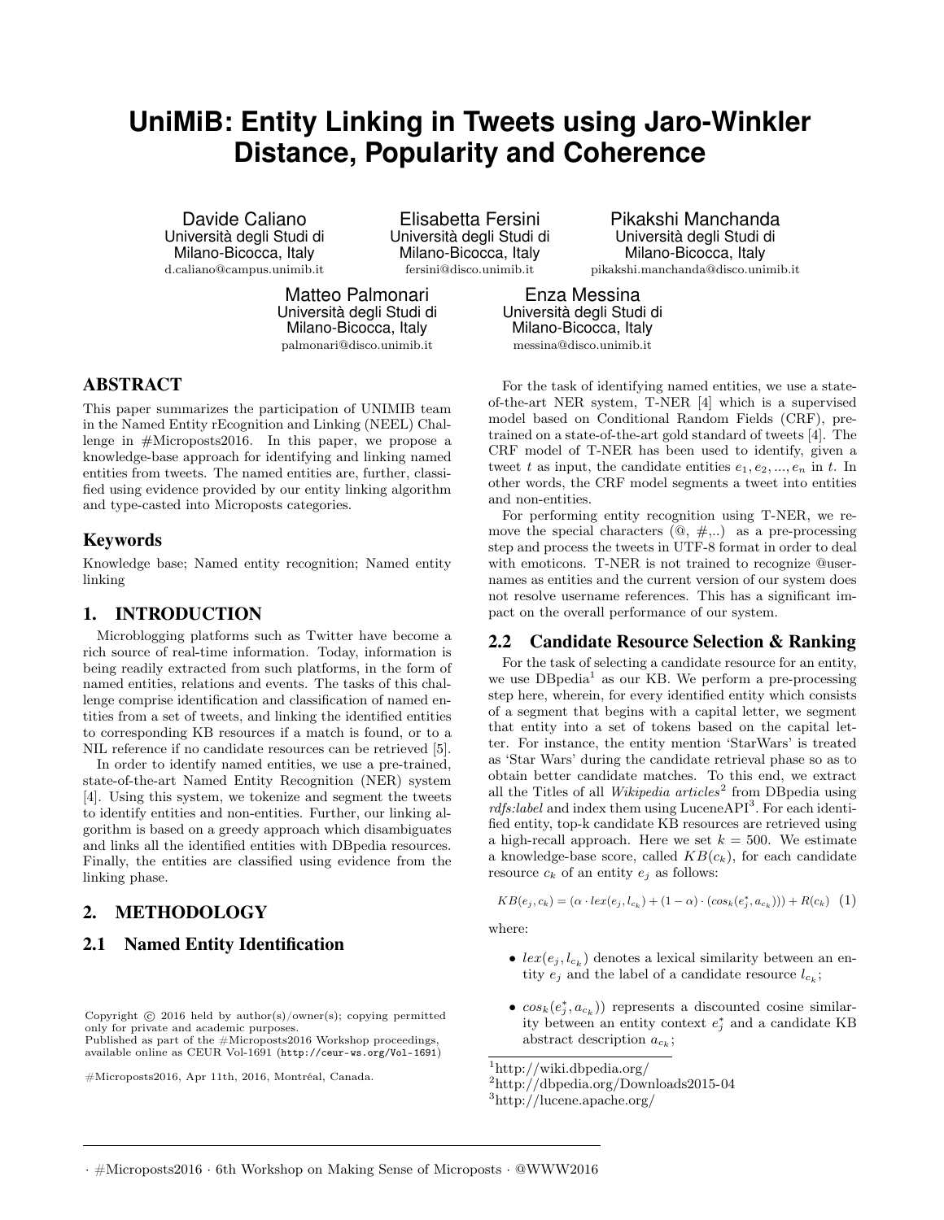# UniMiB: Entity Linking in Tweets using Jaro-Winkler Distance, Popularity and Coherence

Davide Caliano
Università degli Studi di Milano-Bicocca, Italy
d.caliano@campus.unimib.it

Elisabetta Fersini
Università degli Studi di Milano-Bicocca, Italy
fersini@disco.unimib.it

Pikakshi Manchanda
Università degli Studi di Milano-Bicocca, Italy
pikakshi.manchanda@disco.unimib.it

Matteo Palmonari
Università degli Studi di Milano-Bicocca, Italy
palmonari@disco.unimib.it

Enza Messina
Università degli Studi di Milano-Bicocca, Italy
messina@disco.unimib.it

## ABSTRACT

This paper summarizes the participation of UNIMIB team in the Named Entity rEcognition and Linking (NEEL) Challenge in #Microposts2016. In this paper, we propose a knowledge-base approach for identifying and linking named entities from tweets. The named entities are, further, classified using evidence provided by our entity linking algorithm and type-casted into Microposts categories.

## Keywords

Knowledge base; Named entity recognition; Named entity linking

## 1. INTRODUCTION

Microblogging platforms such as Twitter have become a rich source of real-time information. Today, information is being readily extracted from such platforms, in the form of named entities, relations and events. The tasks of this challenge comprise identification and classification of named entities from a set of tweets, and linking the identified entities to corresponding KB resources if a match is found, or to a NIL reference if no candidate resources can be retrieved [5].

In order to identify named entities, we use a pre-trained, state-of-the-art Named Entity Recognition (NER) system [4]. Using this system, we tokenize and segment the tweets to identify entities and non-entities. Further, our linking algorithm is based on a greedy approach which disambiguates and links all the identified entities with DBpedia resources. Finally, the entities are classified using evidence from the linking phase.

## 2. METHODOLOGY

### 2.1 Named Entity Identification

For the task of identifying named entities, we use a state-of-the-art NER system, T-NER [4] which is a supervised model based on Conditional Random Fields (CRF), pre-trained on a state-of-the-art gold standard of tweets [4]. The CRF model of T-NER has been used to identify, given a tweet $t$ as input, the candidate entities $e_1, e_2, ..., e_n$ in $t$. In other words, the CRF model segments a tweet into entities and non-entities.

For performing entity recognition using T-NER, we remove the special characters (@, #,..) as a pre-processing step and process the tweets in UTF-8 format in order to deal with emoticons. T-NER is not trained to recognize @usernames as entities and the current version of our system does not resolve username references. This has a significant impact on the overall performance of our system.

### 2.2 Candidate Resource Selection & Ranking

For the task of selecting a candidate resource for an entity, we use DBpedia[1] as our KB. We perform a pre-processing step here, wherein, for every identified entity which consists of a segment that begins with a capital letter, we segment that entity into a set of tokens based on the capital letter. For instance, the entity mention 'StarWars' is treated as 'Star Wars' during the candidate retrieval phase so as to obtain better candidate matches. To this end, we extract all the Titles of all *Wikipedia articles*[2] from DBpedia using *rdfs:label* and index them using LuceneAPI[3]. For each identified entity, top-k candidate KB resources are retrieved using a high-recall approach. Here we set $k = 500$. We estimate a knowledge-base score, called $KB(c_k)$, for each candidate resource $c_k$ of an entity $e_j$ as follows:

$$KB(e_j, c_k) = (\alpha \cdot lex(e_j, l_{c_k}) + (1 - \alpha) \cdot (cos_k(e_j^*, a_{c_k}))) + R(c_k) \quad (1)$$

where:

- $lex(e_j, l_{c_k})$ denotes a lexical similarity between an entity $e_j$ and the label of a candidate resource $l_{c_k}$;
- $cos_k(e_j^*, a_{c_k}))$ represents a discounted cosine similarity between an entity context $e_j^*$ and a candidate KB abstract description $a_{c_k}$;

Copyright © 2016 held by author(s)/owner(s); copying permitted only for private and academic purposes.
Published as part of the #Microposts2016 Workshop proceedings, available online as CEUR Vol-1691 (http://ceur-ws.org/Vol-1691)

#Microposts2016, Apr 11th, 2016, Montréal, Canada.

[1] http://wiki.dbpedia.org/
[2] http://dbpedia.org/Downloads2015-04
[3] http://lucene.apache.org/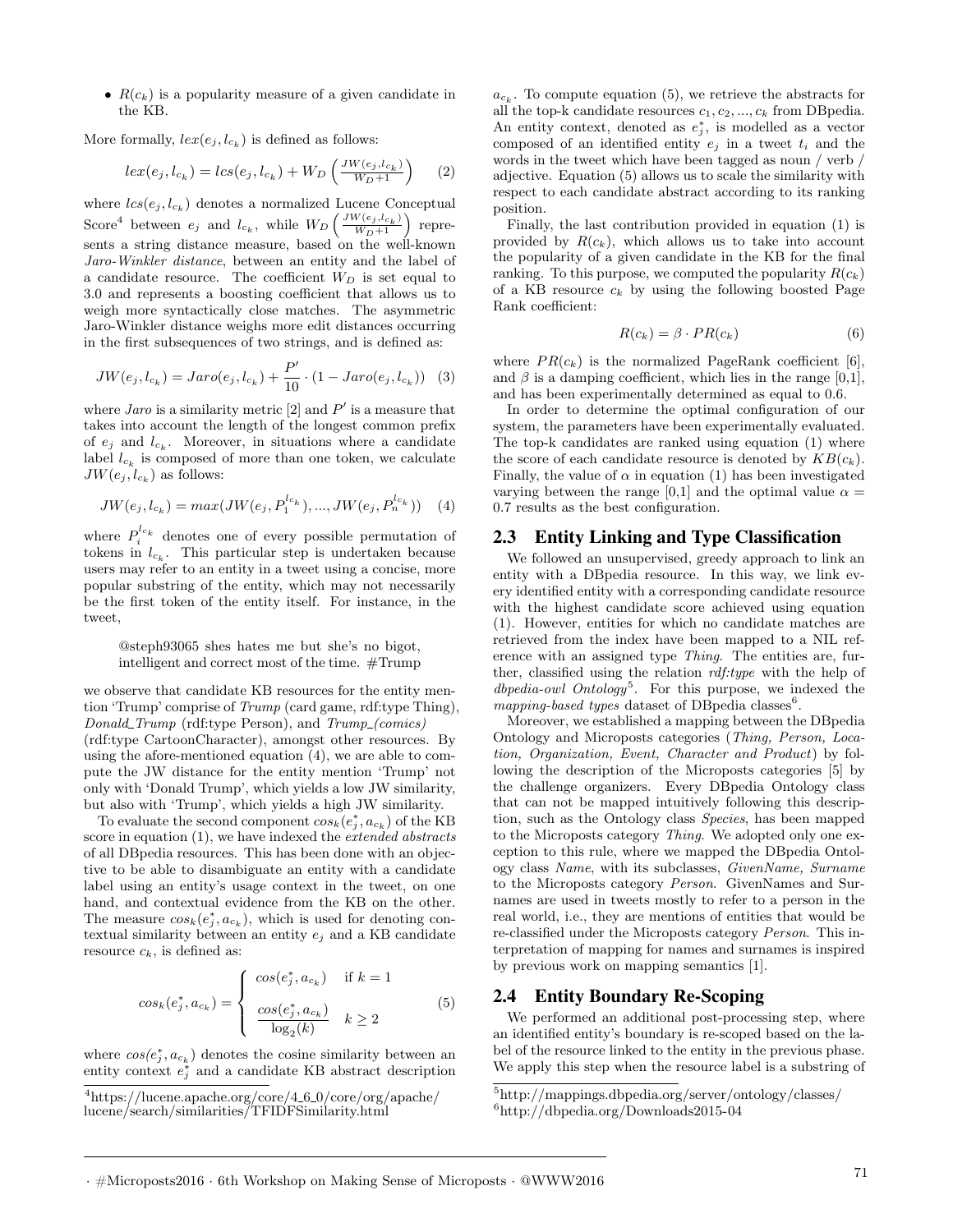- $R(c_k)$ is a popularity measure of a given candidate in the KB.

More formally, $lex(e_j, l_{c_k})$ is defined as follows:

$$lex(e_j, l_{c_k}) = lcs(e_j, l_{c_k}) + W_D \left( \frac{JW(e_j, l_{c_k})}{W_D + 1} \right) \quad (2)$$

where $lcs(e_j, l_{c_k})$ denotes a normalized Lucene Conceptual Score[4] between $e_j$ and $l_{c_k}$, while $W_D \left( \frac{JW(e_j, l_{c_k})}{W_D + 1} \right)$ represents a string distance measure, based on the well-known *Jaro-Winkler distance*, between an entity and the label of a candidate resource. The coefficient $W_D$ is set equal to 3.0 and represents a boosting coefficient that allows us to weigh more syntactically close matches. The asymmetric Jaro-Winkler distance weighs more edit distances occurring in the first subsequences of two strings, and is defined as:

$$JW(e_j, l_{c_k}) = Jaro(e_j, l_{c_k}) + \frac{P'}{10} \cdot (1 - Jaro(e_j, l_{c_k})) \quad (3)$$

where *Jaro* is a similarity metric [2] and $P'$ is a measure that takes into account the length of the longest common prefix of $e_j$ and $l_{c_k}$. Moreover, in situations where a candidate label $l_{c_k}$ is composed of more than one token, we calculate $JW(e_j, l_{c_k})$ as follows:

$$JW(e_j, l_{c_k}) = max(JW(e_j, P_1^{l_{c_k}}), ..., JW(e_j, P_n^{l_{c_k}})) \quad (4)$$

where $P_i^{l_{c_k}}$ denotes one of every possible permutation of tokens in $l_{c_k}$. This particular step is undertaken because users may refer to an entity in a tweet using a concise, more popular substring of the entity, which may not necessarily be the first token of the entity itself. For instance, in the tweet,

> @steph93065 shes hates me but she's no bigot, intelligent and correct most of the time. #Trump

we observe that candidate KB resources for the entity mention 'Trump' comprise of *Trump* (card game, rdf:type Thing), *Donald_Trump* (rdf:type Person), and *Trump_(comics)* (rdf:type CartoonCharacter), amongst other resources. By using the afore-mentioned equation (4), we are able to compute the JW distance for the entity mention 'Trump' not only with 'Donald Trump', which yields a low JW similarity, but also with 'Trump', which yields a high JW similarity.

To evaluate the second component $cos_k(e_j^*, a_{c_k})$ of the KB score in equation (1), we have indexed the *extended abstracts* of all DBpedia resources. This has been done with an objective to be able to disambiguate an entity with a candidate label using an entity's usage context in the tweet, on one hand, and contextual evidence from the KB on the other. The measure $cos_k(e_j^*, a_{c_k})$, which is used for denoting contextual similarity between an entity $e_j$ and a KB candidate resource $c_k$, is defined as:

$$cos_k(e_j^*, a_{c_k}) = \begin{cases} cos(e_j^*, a_{c_k}) & \text{if } k = 1 \\ \dfrac{cos(e_j^*, a_{c_k})}{\log_2(k)} & k \geq 2 \end{cases} \quad (5)$$

where $cos(e_j^*, a_{c_k})$ denotes the cosine similarity between an entity context $e_j^*$ and a candidate KB abstract description $a_{c_k}$. To compute equation (5), we retrieve the abstracts for all the top-k candidate resources $c_1, c_2, ..., c_k$ from DBpedia. An entity context, denoted as $e_j^*$, is modelled as a vector composed of an identified entity $e_j$ in a tweet $t_i$ and the words in the tweet which have been tagged as noun / verb / adjective. Equation (5) allows us to scale the similarity with respect to each candidate abstract according to its ranking position.

Finally, the last contribution provided in equation (1) is provided by $R(c_k)$, which allows us to take into account the popularity of a given candidate in the KB for the final ranking. To this purpose, we computed the popularity $R(c_k)$ of a KB resource $c_k$ by using the following boosted Page Rank coefficient:

$$R(c_k) = \beta \cdot PR(c_k) \quad (6)$$

where $PR(c_k)$ is the normalized PageRank coefficient [6], and $\beta$ is a damping coefficient, which lies in the range [0,1], and has been experimentally determined as equal to 0.6.

In order to determine the optimal configuration of our system, the parameters have been experimentally evaluated. The top-k candidates are ranked using equation (1) where the score of each candidate resource is denoted by $KB(c_k)$. Finally, the value of $\alpha$ in equation (1) has been investigated varying between the range [0,1] and the optimal value $\alpha = 0.7$ results as the best configuration.

## 2.3 Entity Linking and Type Classification

We followed an unsupervised, greedy approach to link an entity with a DBpedia resource. In this way, we link every identified entity with a corresponding candidate resource with the highest candidate score achieved using equation (1). However, entities for which no candidate matches are retrieved from the index have been mapped to a NIL reference with an assigned type *Thing*. The entities are, further, classified using the relation *rdf:type* with the help of *dbpedia-owl Ontology*[5]. For this purpose, we indexed the *mapping-based types* dataset of DBpedia classes[6].

Moreover, we established a mapping between the DBpedia Ontology and Microposts categories (*Thing, Person, Location, Organization, Event, Character and Product*) by following the description of the Microposts categories [5] by the challenge organizers. Every DBpedia Ontology class that can not be mapped intuitively following this description, such as the Ontology class *Species*, has been mapped to the Microposts category *Thing*. We adopted only one exception to this rule, where we mapped the DBpedia Ontology class *Name*, with its subclasses, *GivenName, Surname* to the Microposts category *Person*. GivenNames and Surnames are used in tweets mostly to refer to a person in the real world, i.e., they are mentions of entities that would be re-classified under the Microposts category *Person*. This interpretation of mapping for names and surnames is inspired by previous work on mapping semantics [1].

## 2.4 Entity Boundary Re-Scoping

We performed an additional post-processing step, where an identified entity's boundary is re-scoped based on the label of the resource linked to the entity in the previous phase. We apply this step when the resource label is a substring of

[4] https://lucene.apache.org/core/4_6_0/core/org/apache/lucene/search/similarities/TFIDFSimilarity.html

[5] http://mappings.dbpedia.org/server/ontology/classes/

[6] http://dbpedia.org/Downloads2015-04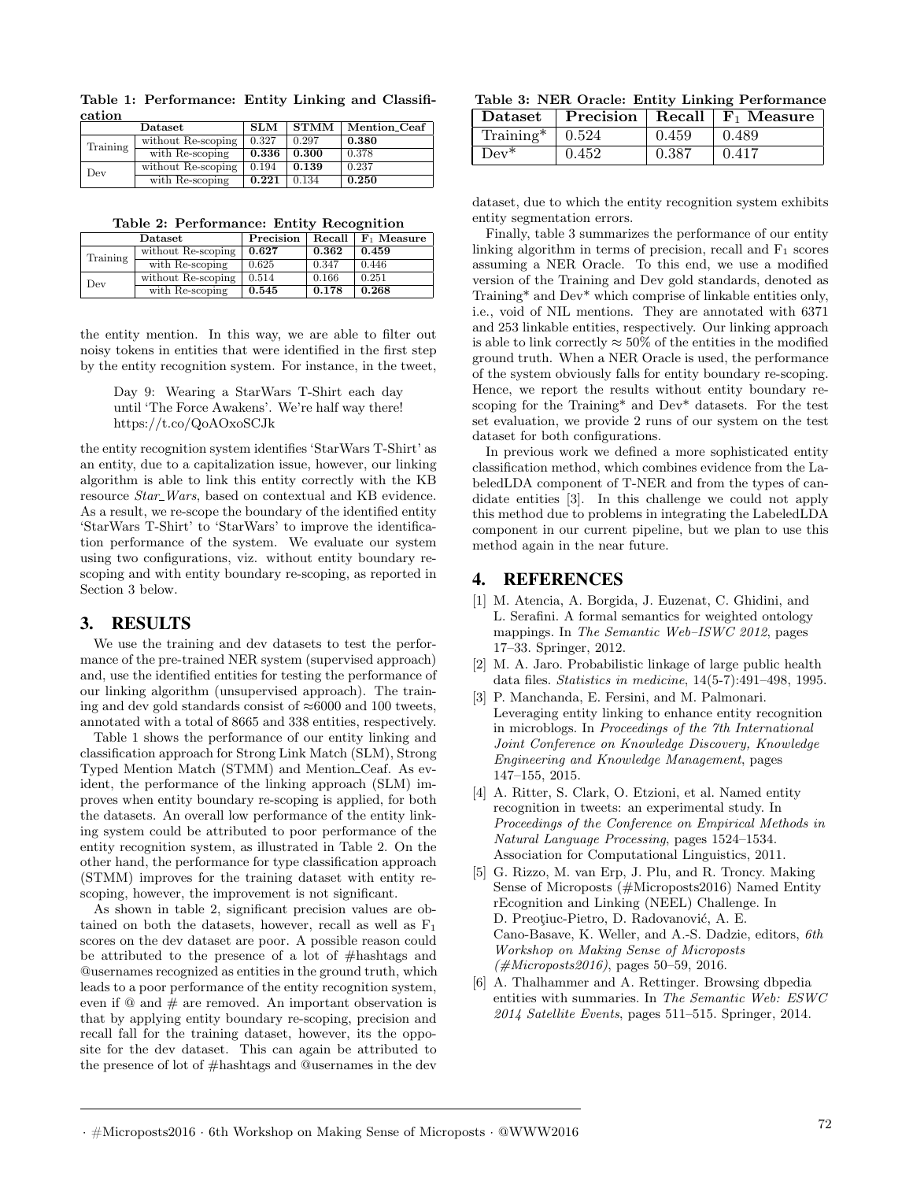**Table 1: Performance: Entity Linking and Classification**

| Dataset | | SLM | STMM | Mention_Ceaf |
|---|---|---|---|---|
| Training | without Re-scoping | 0.327 | 0.297 | **0.380** |
| | with Re-scoping | **0.336** | **0.300** | 0.378 |
| Dev | without Re-scoping | 0.194 | **0.139** | 0.237 |
| | with Re-scoping | **0.221** | 0.134 | **0.250** |

**Table 2: Performance: Entity Recognition**

| Dataset | | Precision | Recall | $F_1$ Measure |
|---|---|---|---|---|
| Training | without Re-scoping | **0.627** | **0.362** | **0.459** |
| | with Re-scoping | 0.625 | 0.347 | 0.446 |
| Dev | without Re-scoping | 0.514 | 0.166 | 0.251 |
| | with Re-scoping | **0.545** | **0.178** | **0.268** |

the entity mention. In this way, we are able to filter out noisy tokens in entities that were identified in the first step by the entity recognition system. For instance, in the tweet,

> Day 9: Wearing a StarWars T-Shirt each day until 'The Force Awakens'. We're half way there! https://t.co/QoAOxoSCJk

the entity recognition system identifies 'StarWars T-Shirt' as an entity, due to a capitalization issue, however, our linking algorithm is able to link this entity correctly with the KB resource *Star_Wars*, based on contextual and KB evidence. As a result, we re-scope the boundary of the identified entity 'StarWars T-Shirt' to 'StarWars' to improve the identification performance of the system. We evaluate our system using two configurations, viz. without entity boundary re-scoping and with entity boundary re-scoping, as reported in Section 3 below.

## 3. RESULTS

We use the training and dev datasets to test the performance of the pre-trained NER system (supervised approach) and, use the identified entities for testing the performance of our linking algorithm (unsupervised approach). The training and dev gold standards consist of ≈6000 and 100 tweets, annotated with a total of 8665 and 338 entities, respectively.

Table 1 shows the performance of our entity linking and classification approach for Strong Link Match (SLM), Strong Typed Mention Match (STMM) and Mention_Ceaf. As evident, the performance of the linking approach (SLM) improves when entity boundary re-scoping is applied, for both the datasets. An overall low performance of the entity linking system could be attributed to poor performance of the entity recognition system, as illustrated in Table 2. On the other hand, the performance for type classification approach (STMM) improves for the training dataset with entity re-scoping, however, the improvement is not significant.

As shown in table 2, significant precision values are obtained on both the datasets, however, recall as well as $F_1$ scores on the dev dataset are poor. A possible reason could be attributed to the presence of a lot of #hashtags and @usernames recognized as entities in the ground truth, which leads to a poor performance of the entity recognition system, even if @ and # are removed. An important observation is that by applying entity boundary re-scoping, precision and recall fall for the training dataset, however, its the opposite for the dev dataset. This can again be attributed to the presence of lot of #hashtags and @usernames in the dev dataset, due to which the entity recognition system exhibits entity segmentation errors.

**Table 3: NER Oracle: Entity Linking Performance**

| Dataset | Precision | Recall | $F_1$ Measure |
|---|---|---|---|
| Training* | 0.524 | 0.459 | 0.489 |
| Dev* | 0.452 | 0.387 | 0.417 |

Finally, table 3 summarizes the performance of our entity linking algorithm in terms of precision, recall and $F_1$ scores assuming a NER Oracle. To this end, we use a modified version of the Training and Dev gold standards, denoted as Training* and Dev* which comprise of linkable entities only, i.e., void of NIL mentions. They are annotated with 6371 and 253 linkable entities, respectively. Our linking approach is able to link correctly ≈ 50% of the entities in the modified ground truth. When a NER Oracle is used, the performance of the system obviously falls for entity boundary re-scoping. Hence, we report the results without entity boundary re-scoping for the Training* and Dev* datasets. For the test set evaluation, we provide 2 runs of our system on the test dataset for both configurations.

In previous work we defined a more sophisticated entity classification method, which combines evidence from the LabeledLDA component of T-NER and from the types of candidate entities [3]. In this challenge we could not apply this method due to problems in integrating the LabeledLDA component in our current pipeline, but we plan to use this method again in the near future.

## 4. REFERENCES

[1] M. Atencia, A. Borgida, J. Euzenat, C. Ghidini, and L. Serafini. A formal semantics for weighted ontology mappings. In *The Semantic Web–ISWC 2012*, pages 17–33. Springer, 2012.

[2] M. A. Jaro. Probabilistic linkage of large public health data files. *Statistics in medicine*, 14(5-7):491–498, 1995.

[3] P. Manchanda, E. Fersini, and M. Palmonari. Leveraging entity linking to enhance entity recognition in microblogs. In *Proceedings of the 7th International Joint Conference on Knowledge Discovery, Knowledge Engineering and Knowledge Management*, pages 147–155, 2015.

[4] A. Ritter, S. Clark, O. Etzioni, et al. Named entity recognition in tweets: an experimental study. In *Proceedings of the Conference on Empirical Methods in Natural Language Processing*, pages 1524–1534. Association for Computational Linguistics, 2011.

[5] G. Rizzo, M. van Erp, J. Plu, and R. Troncy. Making Sense of Microposts (#Microposts2016) Named Entity rEcognition and Linking (NEEL) Challenge. In D. Preoţiuc-Pietro, D. Radovanović, A. E. Cano-Basave, K. Weller, and A.-S. Dadzie, editors, *6th Workshop on Making Sense of Microposts (#Microposts2016)*, pages 50–59, 2016.

[6] A. Thalhammer and A. Rettinger. Browsing dbpedia entities with summaries. In *The Semantic Web: ESWC 2014 Satellite Events*, pages 511–515. Springer, 2014.